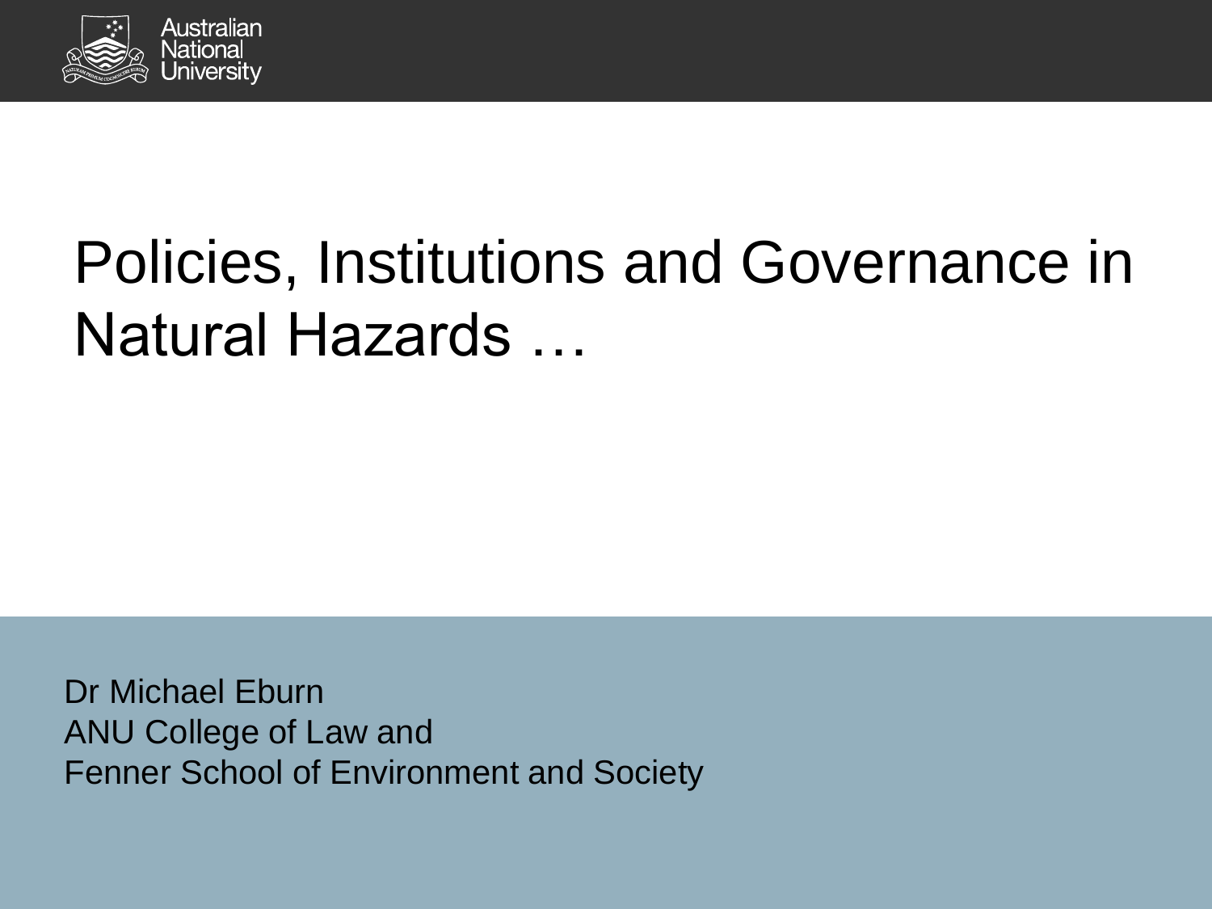# Policies, Institutions and Governance in Natural Hazards …

Dr Michael Eburn
ANU College of Law and
Fenner School of Environment and Society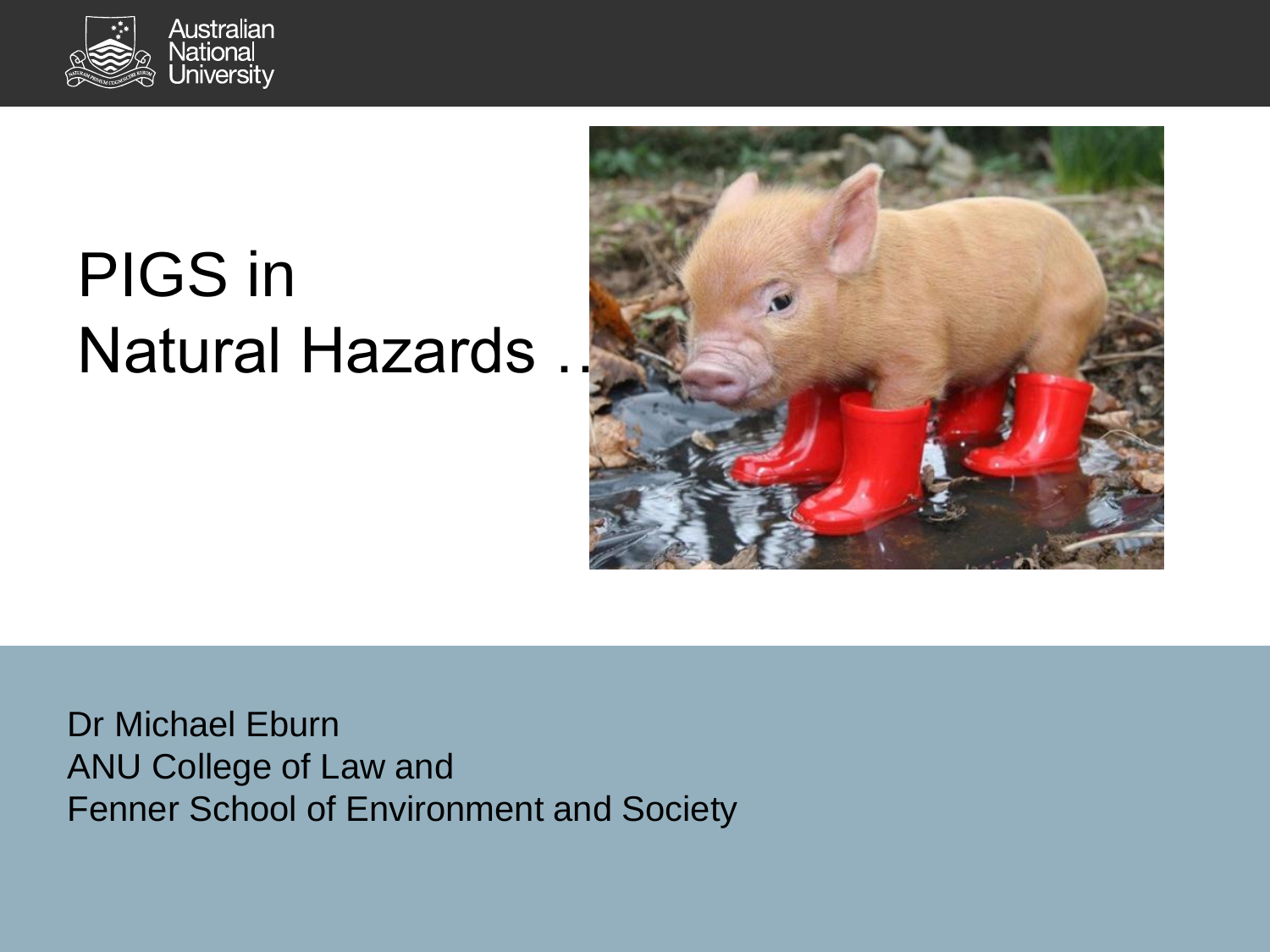Australian National University

# PIGS in Natural Hazards ...

Dr Michael Eburn
ANU College of Law and
Fenner School of Environment and Society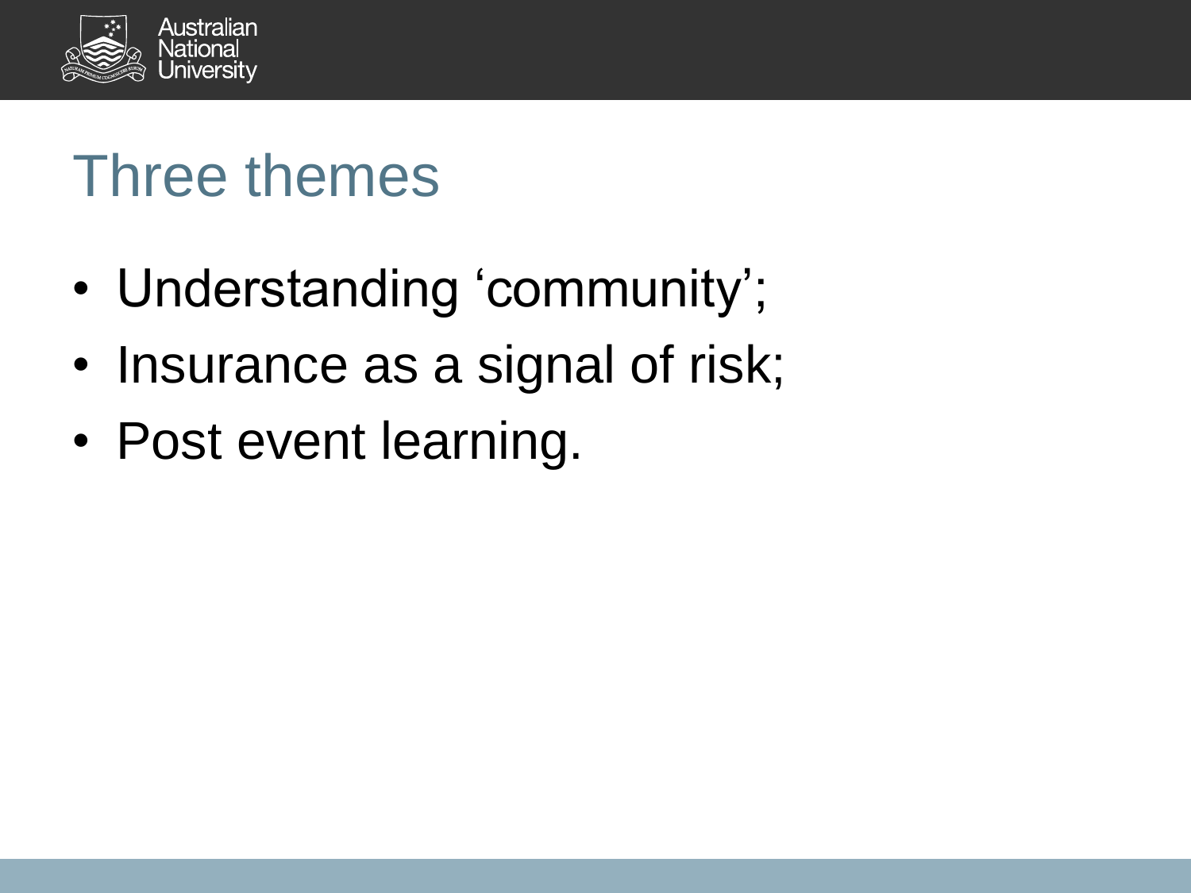# Three themes

- Understanding ‘community’;
- Insurance as a signal of risk;
- Post event learning.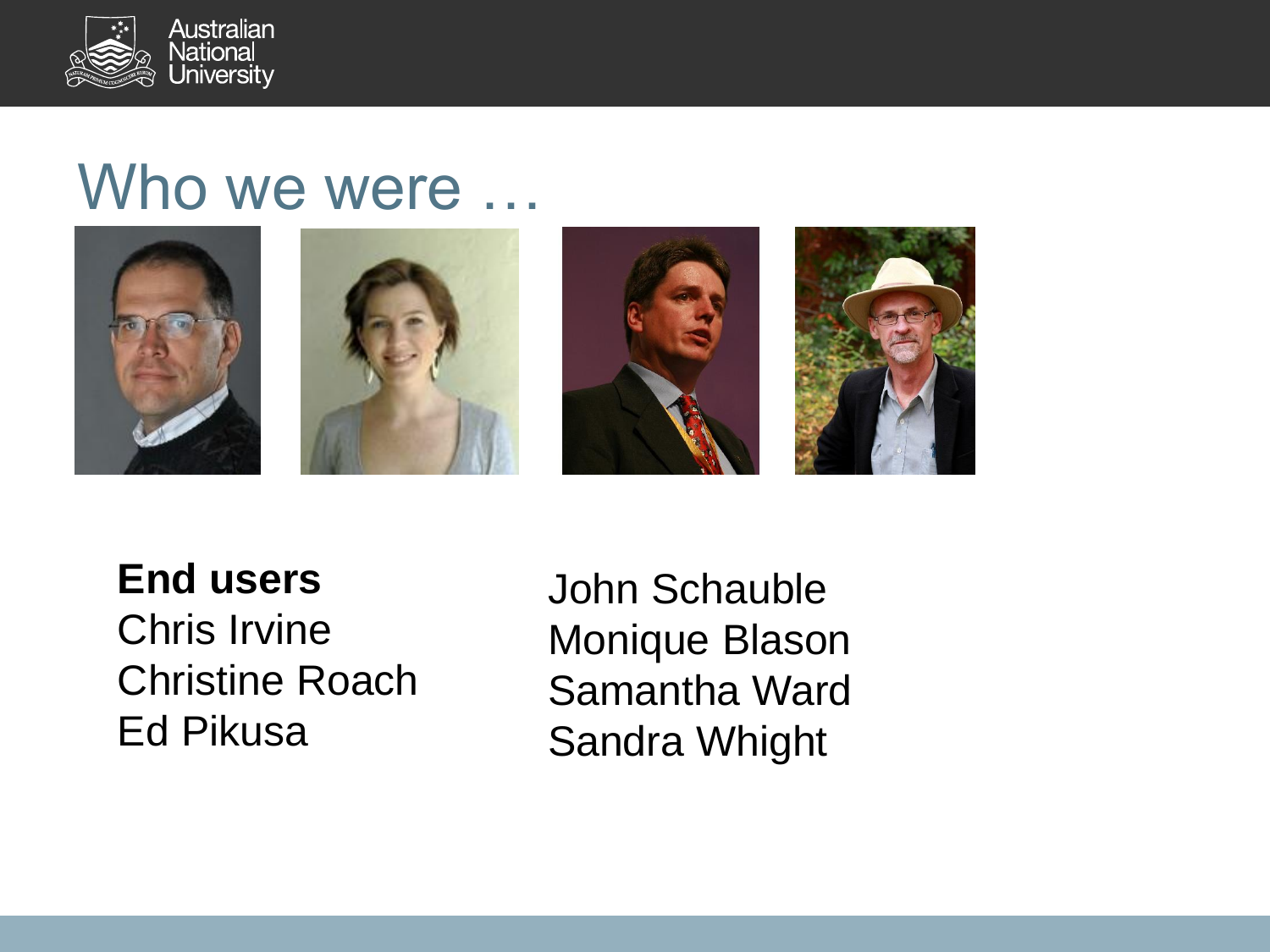# Who we were …

**End users**
Chris Irvine
Christine Roach
Ed Pikusa

John Schauble
Monique Blason
Samantha Ward
Sandra Whight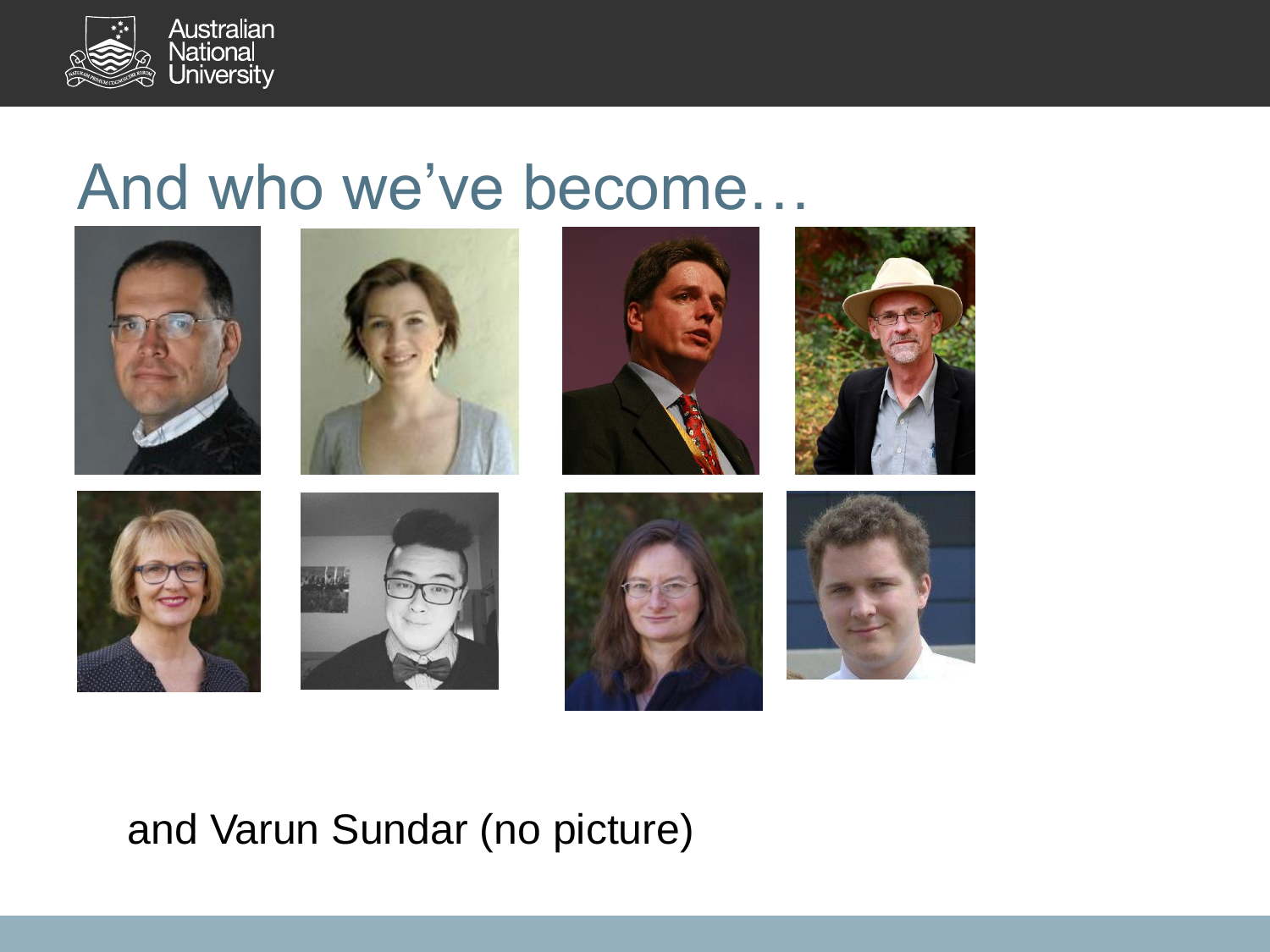# And who we've become…

and Varun Sundar (no picture)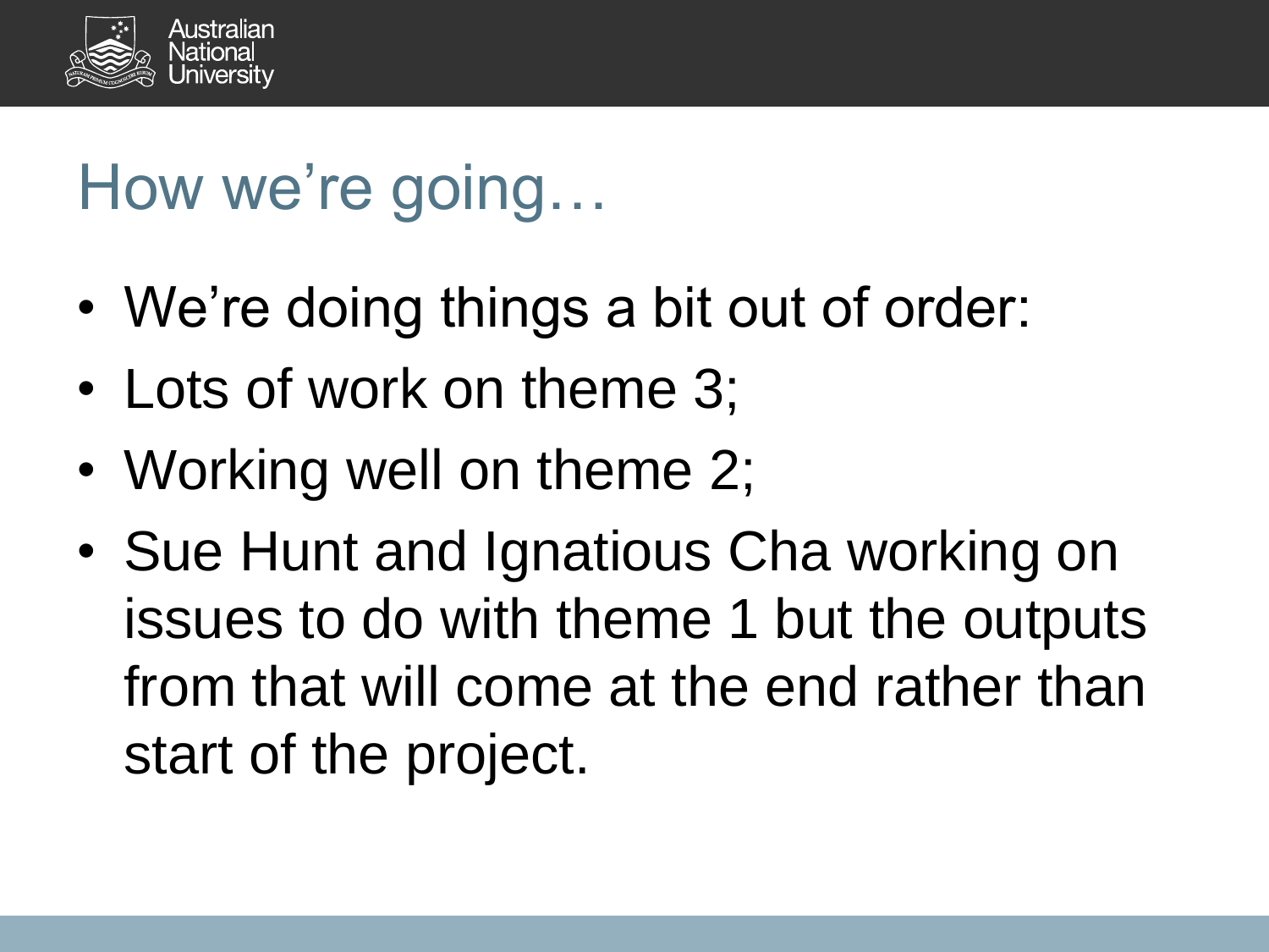# How we're going…

- We're doing things a bit out of order:
- Lots of work on theme 3;
- Working well on theme 2;
- Sue Hunt and Ignatious Cha working on issues to do with theme 1 but the outputs from that will come at the end rather than start of the project.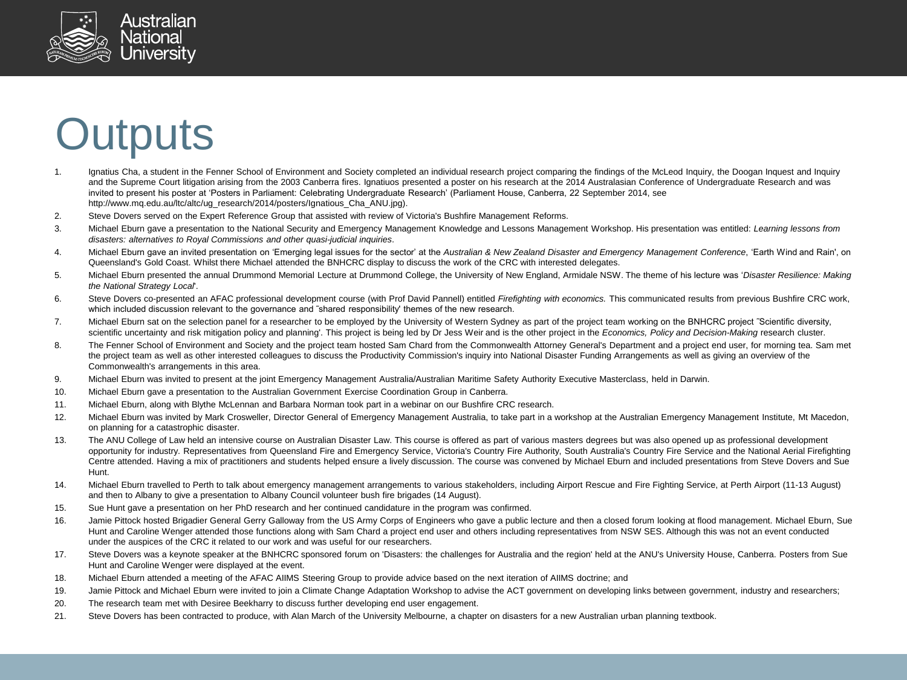# Outputs

1. Ignatius Cha, a student in the Fenner School of Environment and Society completed an individual research project comparing the findings of the McLeod Inquiry, the Doogan Inquest and Inquiry and the Supreme Court litigation arising from the 2003 Canberra fires. Ignatiuos presented a poster on his research at the 2014 Australasian Conference of Undergraduate Research and was invited to present his poster at 'Posters in Parliament: Celebrating Undergraduate Research' (Parliament House, Canberra, 22 September 2014, see http://www.mq.edu.au/ltc/altc/ug_research/2014/posters/Ignatious_Cha_ANU.jpg).
2. Steve Dovers served on the Expert Reference Group that assisted with review of Victoria's Bushfire Management Reforms.
3. Michael Eburn gave a presentation to the National Security and Emergency Management Knowledge and Lessons Management Workshop. His presentation was entitled: *Learning lessons from disasters: alternatives to Royal Commissions and other quasi-judicial inquiries*.
4. Michael Eburn gave an invited presentation on 'Emerging legal issues for the sector' at the *Australian & New Zealand Disaster and Emergency Management Conference*, 'Earth Wind and Rain', on Queensland's Gold Coast. Whilst there Michael attended the BNHCRC display to discuss the work of the CRC with interested delegates.
5. Michael Eburn presented the annual Drummond Memorial Lecture at Drummond College, the University of New England, Armidale NSW. The theme of his lecture was '*Disaster Resilience: Making the National Strategy Local*'.
6. Steve Dovers co-presented an AFAC professional development course (with Prof David Pannell) entitled *Firefighting with economics.* This communicated results from previous Bushfire CRC work, which included discussion relevant to the governance and ˜shared responsibility' themes of the new research.
7. Michael Eburn sat on the selection panel for a researcher to be employed by the University of Western Sydney as part of the project team working on the BNHCRC project ˜Scientific diversity, scientific uncertainty and risk mitigation policy and planning'. This project is being led by Dr Jess Weir and is the other project in the *Economics, Policy and Decision-Making* research cluster.
8. The Fenner School of Environment and Society and the project team hosted Sam Chard from the Commonwealth Attorney General's Department and a project end user, for morning tea. Sam met the project team as well as other interested colleagues to discuss the Productivity Commission's inquiry into National Disaster Funding Arrangements as well as giving an overview of the Commonwealth's arrangements in this area.
9. Michael Eburn was invited to present at the joint Emergency Management Australia/Australian Maritime Safety Authority Executive Masterclass, held in Darwin.
10. Michael Eburn gave a presentation to the Australian Government Exercise Coordination Group in Canberra.
11. Michael Eburn, along with Blythe McLennan and Barbara Norman took part in a webinar on our Bushfire CRC research.
12. Michael Eburn was invited by Mark Crosweller, Director General of Emergency Management Australia, to take part in a workshop at the Australian Emergency Management Institute, Mt Macedon, on planning for a catastrophic disaster.
13. The ANU College of Law held an intensive course on Australian Disaster Law. This course is offered as part of various masters degrees but was also opened up as professional development opportunity for industry. Representatives from Queensland Fire and Emergency Service, Victoria's Country Fire Authority, South Australia's Country Fire Service and the National Aerial Firefighting Centre attended. Having a mix of practitioners and students helped ensure a lively discussion. The course was convened by Michael Eburn and included presentations from Steve Dovers and Sue Hunt.
14. Michael Eburn travelled to Perth to talk about emergency management arrangements to various stakeholders, including Airport Rescue and Fire Fighting Service, at Perth Airport (11-13 August) and then to Albany to give a presentation to Albany Council volunteer bush fire brigades (14 August).
15. Sue Hunt gave a presentation on her PhD research and her continued candidature in the program was confirmed.
16. Jamie Pittock hosted Brigadier General Gerry Galloway from the US Army Corps of Engineers who gave a public lecture and then a closed forum looking at flood management. Michael Eburn, Sue Hunt and Caroline Wenger attended those functions along with Sam Chard a project end user and others including representatives from NSW SES. Although this was not an event conducted under the auspices of the CRC it related to our work and was useful for our researchers.
17. Steve Dovers was a keynote speaker at the BNHCRC sponsored forum on 'Disasters: the challenges for Australia and the region' held at the ANU's University House, Canberra. Posters from Sue Hunt and Caroline Wenger were displayed at the event.
18. Michael Eburn attended a meeting of the AFAC AIIMS Steering Group to provide advice based on the next iteration of AIIMS doctrine; and
19. Jamie Pittock and Michael Eburn were invited to join a Climate Change Adaptation Workshop to advise the ACT government on developing links between government, industry and researchers;
20. The research team met with Desiree Beekharry to discuss further developing end user engagement.
21. Steve Dovers has been contracted to produce, with Alan March of the University Melbourne, a chapter on disasters for a new Australian urban planning textbook.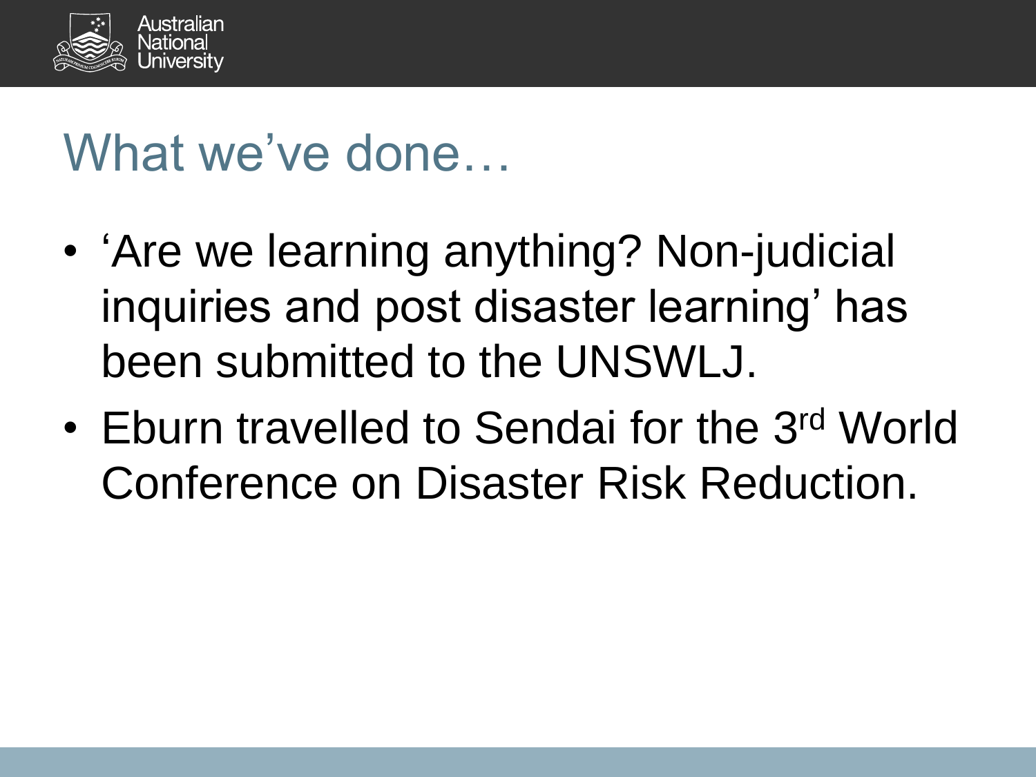# What we've done…

- 'Are we learning anything? Non-judicial inquiries and post disaster learning' has been submitted to the UNSWLJ.
- Eburn travelled to Sendai for the 3rd World Conference on Disaster Risk Reduction.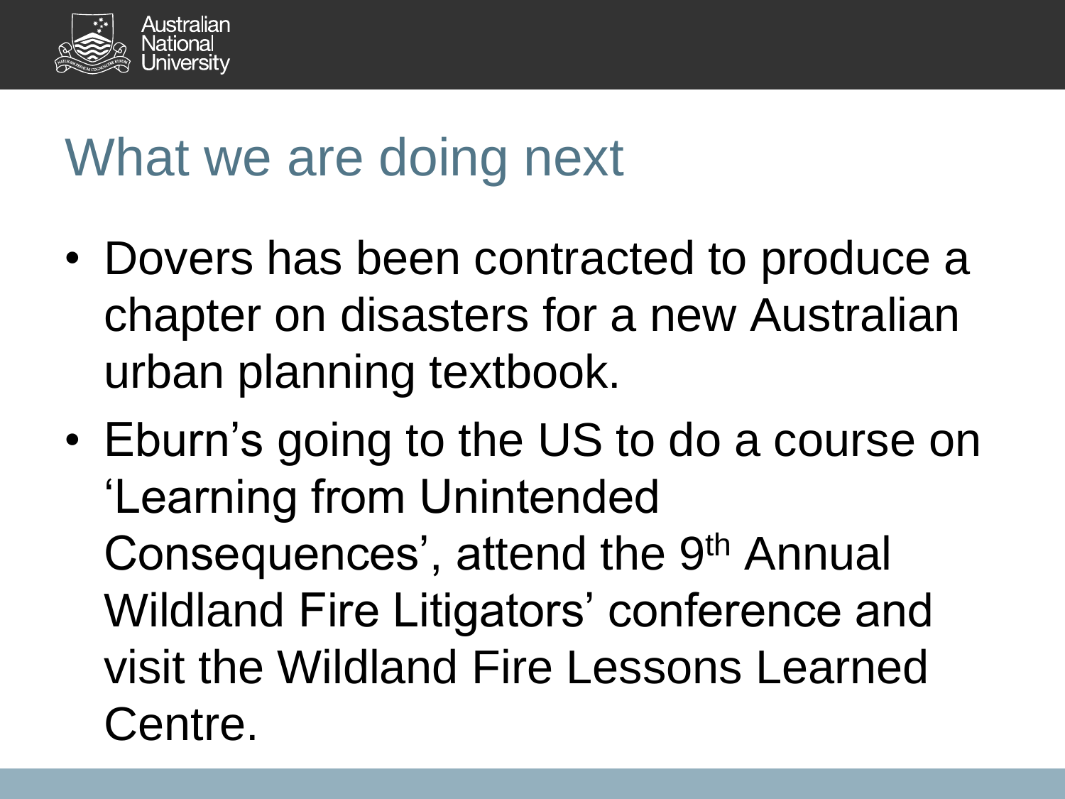# What we are doing next

- Dovers has been contracted to produce a chapter on disasters for a new Australian urban planning textbook.
- Eburn's going to the US to do a course on 'Learning from Unintended Consequences', attend the 9th Annual Wildland Fire Litigators' conference and visit the Wildland Fire Lessons Learned Centre.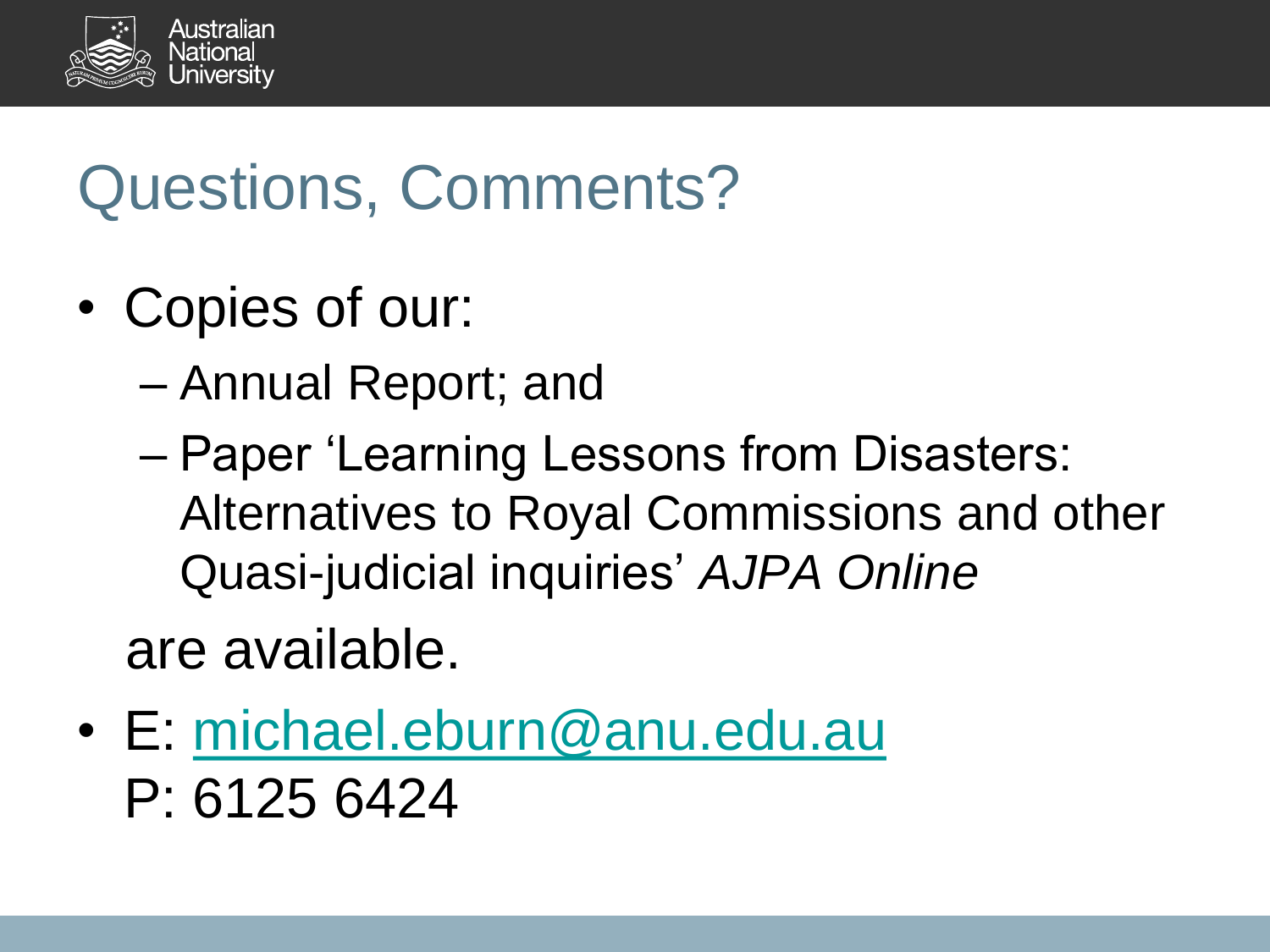# Questions, Comments?

- Copies of our:
  - Annual Report; and
  - Paper 'Learning Lessons from Disasters: Alternatives to Royal Commissions and other Quasi-judicial inquiries' *AJPA Online*

  are available.
- E: michael.eburn@anu.edu.au
  P: 6125 6424